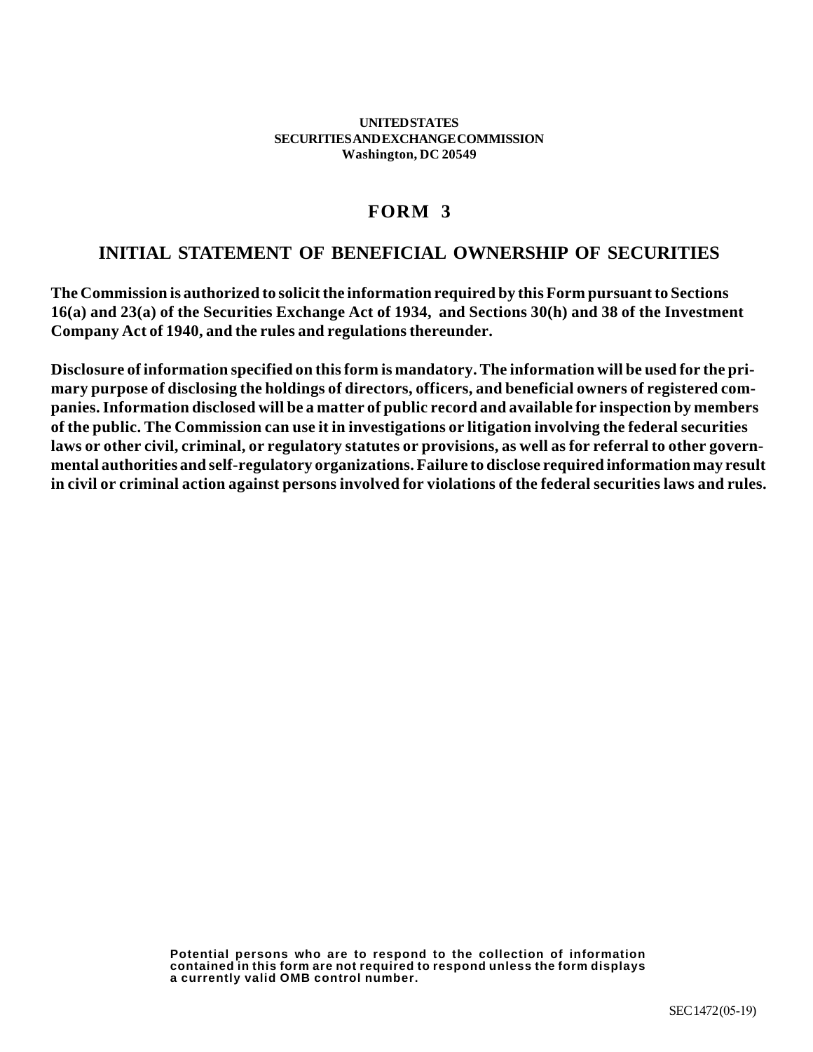**UNITED STATES**
**SECURITIES AND EXCHANGE COMMISSION**
**Washington, DC 20549**

# FORM 3

## INITIAL STATEMENT OF BENEFICIAL OWNERSHIP OF SECURITIES

**The Commission is authorized to solicit the information required by this Form pursuant to Sections 16(a) and 23(a) of the Securities Exchange Act of 1934, and Sections 30(h) and 38 of the Investment Company Act of 1940, and the rules and regulations thereunder.**

**Disclosure of information specified on this form is mandatory. The information will be used for the primary purpose of disclosing the holdings of directors, officers, and beneficial owners of registered companies. Information disclosed will be a matter of public record and available for inspection by members of the public. The Commission can use it in investigations or litigation involving the federal securities laws or other civil, criminal, or regulatory statutes or provisions, as well as for referral to other governmental authorities and self-regulatory organizations. Failure to disclose required information may result in civil or criminal action against persons involved for violations of the federal securities laws and rules.**

**Potential persons who are to respond to the collection of information contained in this form are not required to respond unless the form displays a currently valid OMB control number.**

SEC 1472 (05-19)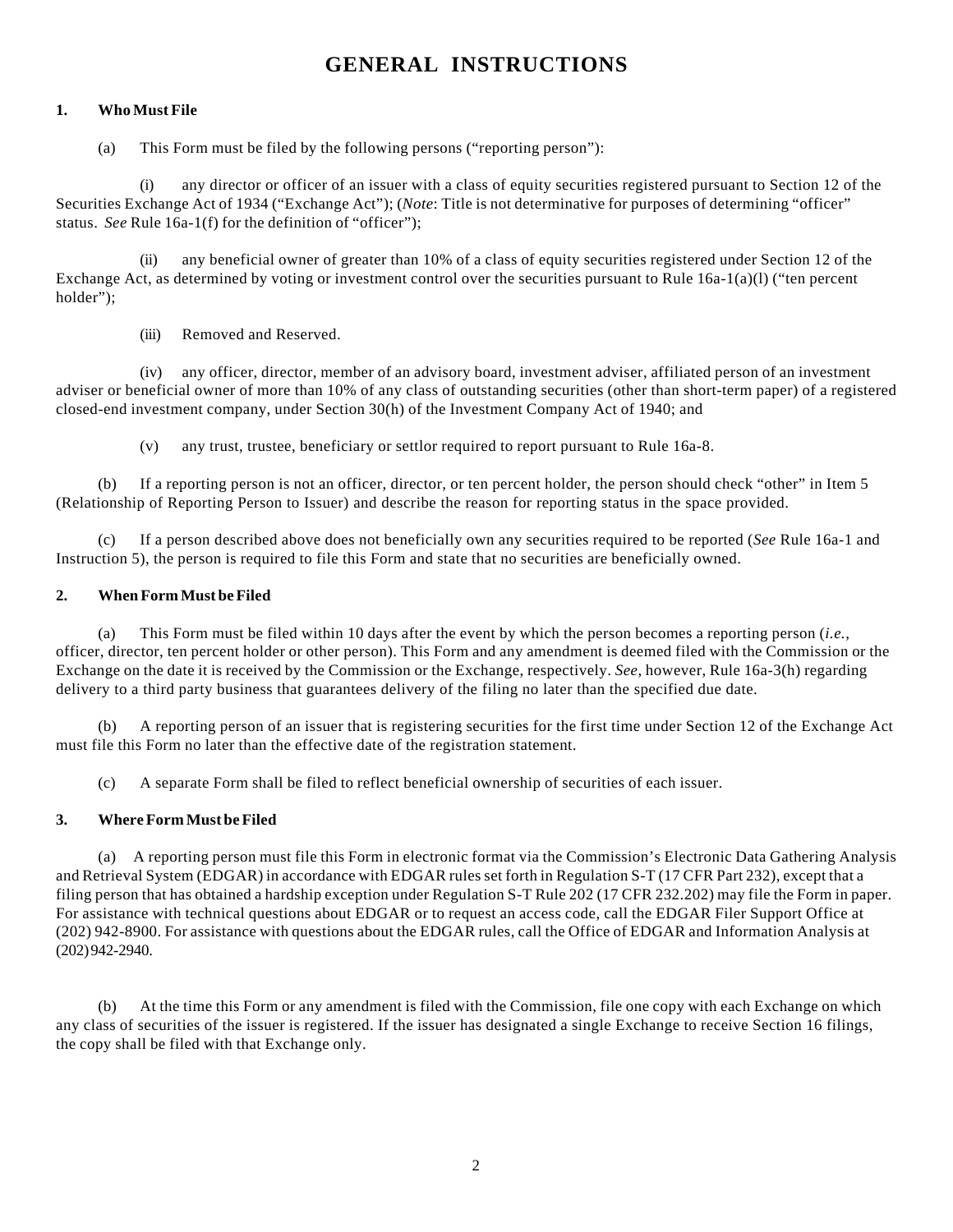# GENERAL INSTRUCTIONS

**1. Who Must File**

(a) This Form must be filed by the following persons ("reporting person"):

(i) any director or officer of an issuer with a class of equity securities registered pursuant to Section 12 of the Securities Exchange Act of 1934 ("Exchange Act"); (*Note*: Title is not determinative for purposes of determining "officer" status. *See* Rule 16a-1(f) for the definition of "officer");

(ii) any beneficial owner of greater than 10% of a class of equity securities registered under Section 12 of the Exchange Act, as determined by voting or investment control over the securities pursuant to Rule 16a-1(a)(l) ("ten percent holder");

(iii) Removed and Reserved.

(iv) any officer, director, member of an advisory board, investment adviser, affiliated person of an investment adviser or beneficial owner of more than 10% of any class of outstanding securities (other than short-term paper) of a registered closed-end investment company, under Section 30(h) of the Investment Company Act of 1940; and

(v) any trust, trustee, beneficiary or settlor required to report pursuant to Rule 16a-8.

(b) If a reporting person is not an officer, director, or ten percent holder, the person should check "other" in Item 5 (Relationship of Reporting Person to Issuer) and describe the reason for reporting status in the space provided.

(c) If a person described above does not beneficially own any securities required to be reported (*See* Rule 16a-1 and Instruction 5), the person is required to file this Form and state that no securities are beneficially owned.

**2. When Form Must be Filed**

(a) This Form must be filed within 10 days after the event by which the person becomes a reporting person (*i.e.*, officer, director, ten percent holder or other person). This Form and any amendment is deemed filed with the Commission or the Exchange on the date it is received by the Commission or the Exchange, respectively. *See*, however, Rule 16a-3(h) regarding delivery to a third party business that guarantees delivery of the filing no later than the specified due date.

(b) A reporting person of an issuer that is registering securities for the first time under Section 12 of the Exchange Act must file this Form no later than the effective date of the registration statement.

(c) A separate Form shall be filed to reflect beneficial ownership of securities of each issuer.

**3. Where Form Must be Filed**

(a) A reporting person must file this Form in electronic format via the Commission's Electronic Data Gathering Analysis and Retrieval System (EDGAR) in accordance with EDGAR rules set forth in Regulation S-T (17 CFR Part 232), except that a filing person that has obtained a hardship exception under Regulation S-T Rule 202 (17 CFR 232.202) may file the Form in paper. For assistance with technical questions about EDGAR or to request an access code, call the EDGAR Filer Support Office at (202) 942-8900. For assistance with questions about the EDGAR rules, call the Office of EDGAR and Information Analysis at (202) 942-2940.

(b) At the time this Form or any amendment is filed with the Commission, file one copy with each Exchange on which any class of securities of the issuer is registered. If the issuer has designated a single Exchange to receive Section 16 filings, the copy shall be filed with that Exchange only.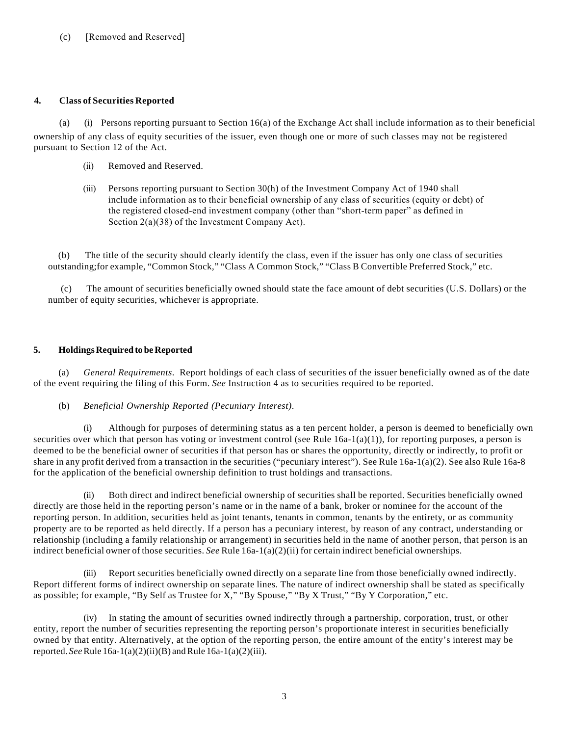(c) [Removed and Reserved]

**4. Class of Securities Reported**

(a) (i) Persons reporting pursuant to Section 16(a) of the Exchange Act shall include information as to their beneficial ownership of any class of equity securities of the issuer, even though one or more of such classes may not be registered pursuant to Section 12 of the Act.

(ii) Removed and Reserved.

(iii) Persons reporting pursuant to Section 30(h) of the Investment Company Act of 1940 shall include information as to their beneficial ownership of any class of securities (equity or debt) of the registered closed-end investment company (other than "short-term paper" as defined in Section 2(a)(38) of the Investment Company Act).

(b) The title of the security should clearly identify the class, even if the issuer has only one class of securities outstanding;for example, "Common Stock," "Class A Common Stock," "Class B Convertible Preferred Stock," etc.

(c) The amount of securities beneficially owned should state the face amount of debt securities (U.S. Dollars) or the number of equity securities, whichever is appropriate.

**5. Holdings Required to be Reported**

(a) *General Requirements*. Report holdings of each class of securities of the issuer beneficially owned as of the date of the event requiring the filing of this Form. *See* Instruction 4 as to securities required to be reported.

(b) *Beneficial Ownership Reported (Pecuniary Interest)*.

(i) Although for purposes of determining status as a ten percent holder, a person is deemed to beneficially own securities over which that person has voting or investment control (see Rule 16a-1(a)(1)), for reporting purposes, a person is deemed to be the beneficial owner of securities if that person has or shares the opportunity, directly or indirectly, to profit or share in any profit derived from a transaction in the securities ("pecuniary interest"). See Rule 16a-1(a)(2). See also Rule 16a-8 for the application of the beneficial ownership definition to trust holdings and transactions.

(ii) Both direct and indirect beneficial ownership of securities shall be reported. Securities beneficially owned directly are those held in the reporting person's name or in the name of a bank, broker or nominee for the account of the reporting person. In addition, securities held as joint tenants, tenants in common, tenants by the entirety, or as community property are to be reported as held directly. If a person has a pecuniary interest, by reason of any contract, understanding or relationship (including a family relationship or arrangement) in securities held in the name of another person, that person is an indirect beneficial owner of those securities. *See* Rule 16a-1(a)(2)(ii) for certain indirect beneficial ownerships.

(iii) Report securities beneficially owned directly on a separate line from those beneficially owned indirectly. Report different forms of indirect ownership on separate lines. The nature of indirect ownership shall be stated as specifically as possible; for example, "By Self as Trustee for X," "By Spouse," "By X Trust," "By Y Corporation," etc.

(iv) In stating the amount of securities owned indirectly through a partnership, corporation, trust, or other entity, report the number of securities representing the reporting person's proportionate interest in securities beneficially owned by that entity. Alternatively, at the option of the reporting person, the entire amount of the entity's interest may be reported. *See* Rule 16a-1(a)(2)(ii)(B) and Rule 16a-1(a)(2)(iii).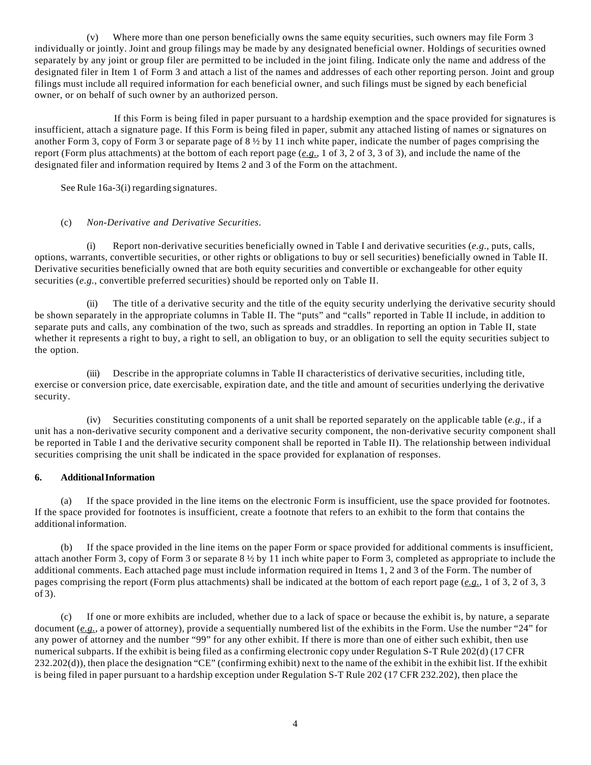(v) Where more than one person beneficially owns the same equity securities, such owners may file Form 3 individually or jointly. Joint and group filings may be made by any designated beneficial owner. Holdings of securities owned separately by any joint or group filer are permitted to be included in the joint filing. Indicate only the name and address of the designated filer in Item 1 of Form 3 and attach a list of the names and addresses of each other reporting person. Joint and group filings must include all required information for each beneficial owner, and such filings must be signed by each beneficial owner, or on behalf of such owner by an authorized person.

If this Form is being filed in paper pursuant to a hardship exemption and the space provided for signatures is insufficient, attach a signature page. If this Form is being filed in paper, submit any attached listing of names or signatures on another Form 3, copy of Form 3 or separate page of 8 ½ by 11 inch white paper, indicate the number of pages comprising the report (Form plus attachments) at the bottom of each report page (*e.g.*, 1 of 3, 2 of 3, 3 of 3), and include the name of the designated filer and information required by Items 2 and 3 of the Form on the attachment.

See Rule 16a-3(i) regarding signatures.

(c) *Non-Derivative and Derivative Securities.*

(i) Report non-derivative securities beneficially owned in Table I and derivative securities (*e.g.*, puts, calls, options, warrants, convertible securities, or other rights or obligations to buy or sell securities) beneficially owned in Table II. Derivative securities beneficially owned that are both equity securities and convertible or exchangeable for other equity securities (*e.g.*, convertible preferred securities) should be reported only on Table II.

(ii) The title of a derivative security and the title of the equity security underlying the derivative security should be shown separately in the appropriate columns in Table II. The "puts" and "calls" reported in Table II include, in addition to separate puts and calls, any combination of the two, such as spreads and straddles. In reporting an option in Table II, state whether it represents a right to buy, a right to sell, an obligation to buy, or an obligation to sell the equity securities subject to the option.

(iii) Describe in the appropriate columns in Table II characteristics of derivative securities, including title, exercise or conversion price, date exercisable, expiration date, and the title and amount of securities underlying the derivative security.

(iv) Securities constituting components of a unit shall be reported separately on the applicable table (*e.g.*, if a unit has a non-derivative security component and a derivative security component, the non-derivative security component shall be reported in Table I and the derivative security component shall be reported in Table II). The relationship between individual securities comprising the unit shall be indicated in the space provided for explanation of responses.

**6. Additional Information**

(a) If the space provided in the line items on the electronic Form is insufficient, use the space provided for footnotes. If the space provided for footnotes is insufficient, create a footnote that refers to an exhibit to the form that contains the additional information.

(b) If the space provided in the line items on the paper Form or space provided for additional comments is insufficient, attach another Form 3, copy of Form 3 or separate 8 ½ by 11 inch white paper to Form 3, completed as appropriate to include the additional comments. Each attached page must include information required in Items 1, 2 and 3 of the Form. The number of pages comprising the report (Form plus attachments) shall be indicated at the bottom of each report page (*e.g.*, 1 of 3, 2 of 3, 3 of 3).

(c) If one or more exhibits are included, whether due to a lack of space or because the exhibit is, by nature, a separate document (*e.g.*, a power of attorney), provide a sequentially numbered list of the exhibits in the Form. Use the number "24" for any power of attorney and the number "99" for any other exhibit. If there is more than one of either such exhibit, then use numerical subparts. If the exhibit is being filed as a confirming electronic copy under Regulation S-T Rule 202(d) (17 CFR 232.202(d)), then place the designation "CE" (confirming exhibit) next to the name of the exhibit in the exhibit list. If the exhibit is being filed in paper pursuant to a hardship exception under Regulation S-T Rule 202 (17 CFR 232.202), then place the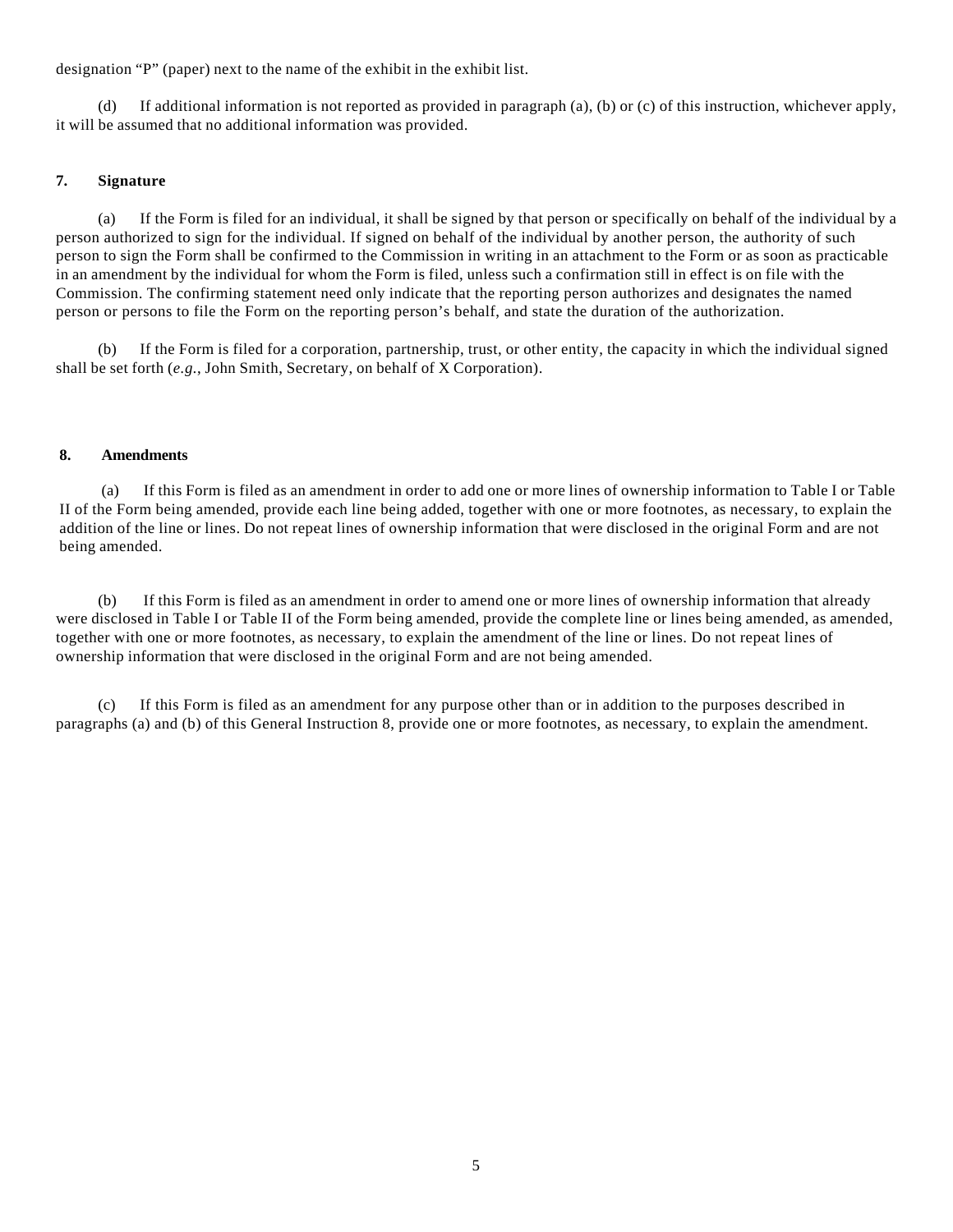designation “P” (paper) next to the name of the exhibit in the exhibit list.

(d) If additional information is not reported as provided in paragraph (a), (b) or (c) of this instruction, whichever apply, it will be assumed that no additional information was provided.

### 7. Signature

(a) If the Form is filed for an individual, it shall be signed by that person or specifically on behalf of the individual by a person authorized to sign for the individual. If signed on behalf of the individual by another person, the authority of such person to sign the Form shall be confirmed to the Commission in writing in an attachment to the Form or as soon as practicable in an amendment by the individual for whom the Form is filed, unless such a confirmation still in effect is on file with the Commission. The confirming statement need only indicate that the reporting person authorizes and designates the named person or persons to file the Form on the reporting person’s behalf, and state the duration of the authorization.

(b) If the Form is filed for a corporation, partnership, trust, or other entity, the capacity in which the individual signed shall be set forth (*e.g.*, John Smith, Secretary, on behalf of X Corporation).

### 8. Amendments

(a) If this Form is filed as an amendment in order to add one or more lines of ownership information to Table I or Table II of the Form being amended, provide each line being added, together with one or more footnotes, as necessary, to explain the addition of the line or lines. Do not repeat lines of ownership information that were disclosed in the original Form and are not being amended.

(b) If this Form is filed as an amendment in order to amend one or more lines of ownership information that already were disclosed in Table I or Table II of the Form being amended, provide the complete line or lines being amended, as amended, together with one or more footnotes, as necessary, to explain the amendment of the line or lines. Do not repeat lines of ownership information that were disclosed in the original Form and are not being amended.

(c) If this Form is filed as an amendment for any purpose other than or in addition to the purposes described in paragraphs (a) and (b) of this General Instruction 8, provide one or more footnotes, as necessary, to explain the amendment.